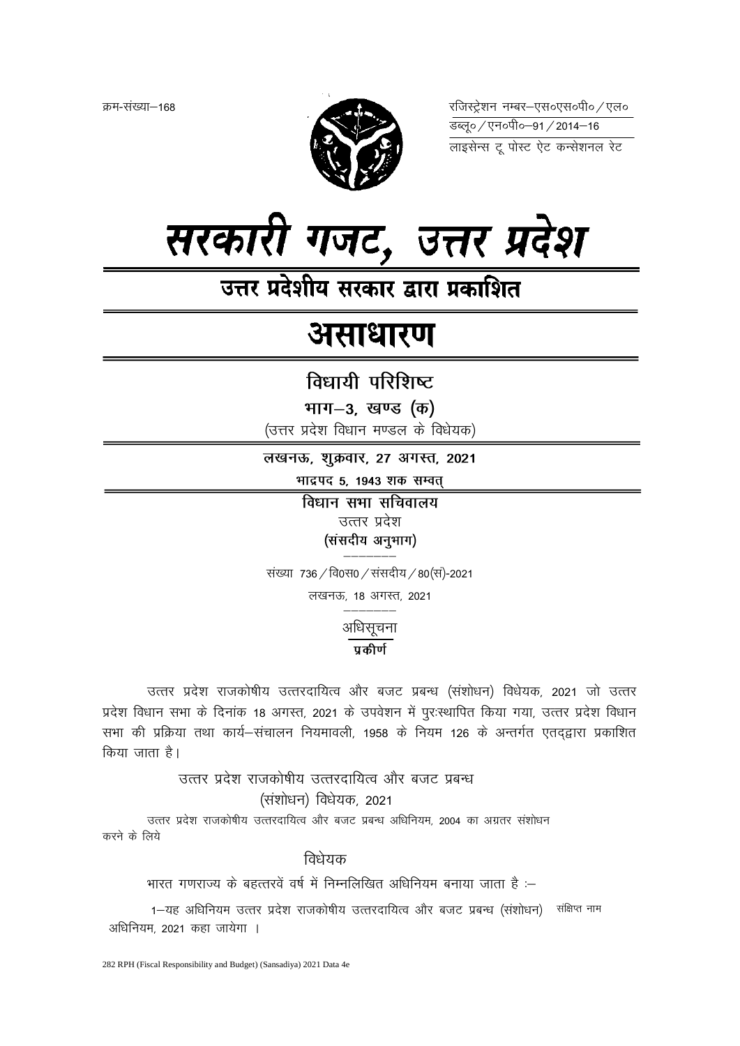क्रम-संख्या—168

रजिस्ट्रेशन नम्बर—एस०एस०पी० / एल०
डब्लू० / एन०पी०—91 / 2014—16
लाइसेन्स टू पोस्ट ऐट कन्सेशनल रेट

# सरकारी गजट, उत्तर प्रदेश

## उत्तर प्रदेशीय सरकार द्वारा प्रकाशित

# असाधारण

## विधायी परिशिष्ट

### भाग—3, खण्ड (क)

(उत्तर प्रदेश विधान मण्डल के विधेयक)

**लखनऊ, शुक्रवार, 27 अगस्त, 2021**

**भाद्रपद 5, 1943 शक सम्वत्**

**विधान सभा सचिवालय**

उत्तर प्रदेश

**(संसदीय अनुभाग)**

संख्या 736 / वि0स0 / संसदीय / 80(सं)-2021

लखनऊ, 18 अगस्त, 2021

अधिसूचना

**प्रकीर्ण**

उत्तर प्रदेश राजकोषीय उत्तरदायित्व और बजट प्रबन्ध (संशोधन) विधेयक, 2021 जो उत्तर प्रदेश विधान सभा के दिनांक 18 अगस्त, 2021 के उपवेशन में पुरःस्थापित किया गया, उत्तर प्रदेश विधान सभा की प्रक्रिया तथा कार्य—संचालन नियमावली, 1958 के नियम 126 के अन्तर्गत एतद्द्वारा प्रकाशित किया जाता है।

उत्तर प्रदेश राजकोषीय उत्तरदायित्व और बजट प्रबन्ध
(संशोधन) विधेयक, 2021

उत्तर प्रदेश राजकोषीय उत्तरदायित्व और बजट प्रबन्ध अधिनियम, 2004 का अग्रतर संशोधन करने के लिये

विधेयक

भारत गणराज्य के बहत्तरवें वर्ष में निम्नलिखित अधिनियम बनाया जाता है :—

संक्षिप्त नाम

1—यह अधिनियम उत्तर प्रदेश राजकोषीय उत्तरदायित्व और बजट प्रबन्ध (संशोधन) अधिनियम, 2021 कहा जायेगा ।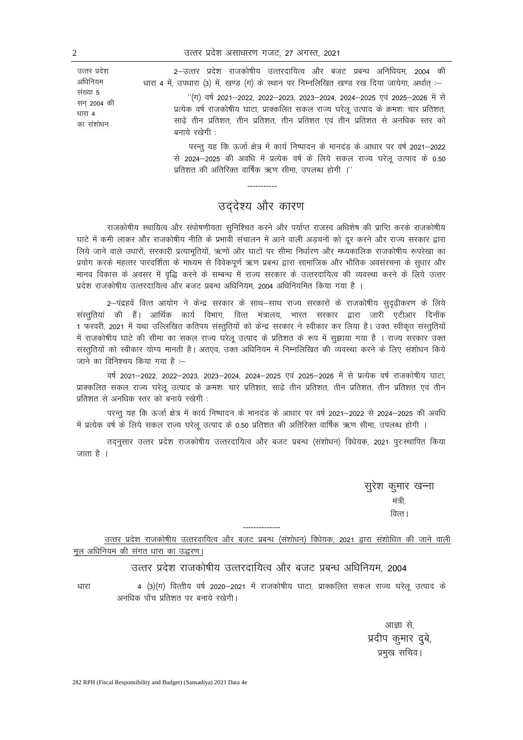उत्तर प्रदेश अधिनियम संख्या 5 सन् 2004 की धारा 4 का संशोधन

2—उत्तर प्रदेश राजकोषीय उत्तरदायित्व और बजट प्रबन्ध अनिधियम, 2004 की धारा 4 में, उपधारा (3) में, खण्ड (ग) के स्थान पर निम्नलिखित खण्ड रख दिया जायेगा, अर्थात् :—

''(ग) वर्ष 2021—2022, 2022—2023, 2023—2024, 2024—2025 एवं 2025—2026 में से प्रत्येक वर्ष राजकोषीय घाटा, प्राक्कलित सकल राज्य घरेलू उत्पाद के क्रमशः चार प्रतिशत, साढ़े तीन प्रतिशत, तीन प्रतिशत, तीन प्रतिशत एवं तीन प्रतिशत से अनधिक स्तर को बनाये रखेगी :

परन्तु यह कि ऊर्जा क्षेत्र में कार्य निष्पादन के मानदंड के आधार पर वर्ष 2021—2022 से 2024—2025 की अवधि में प्रत्येक वर्ष के लिये सकल राज्य घरेलू उत्पाद के 0.50 प्रतिशत की अतिरिक्त वार्षिक ऋण सीमा, उपलब्ध होगी ।''

-----------

## उद्देश्य और कारण

राजकोषीय स्थायित्व और संपोषणीयता सुनिश्चित करने और पर्याप्त राजस्व अधिशेष की प्राप्ति करके राजकोषीय घाटे में कमी लाकर और राजकोषीय नीति के प्रभावी संचालन में आने वाली अड़चनों को दूर करने और राज्य सरकार द्वारा लिये जाने वाले उधारों, सरकारी प्रत्याभूतियों, ऋणों और घाटों पर सीमा निर्धारण और मध्यकालिक राजकोषीय रूपरेखा का प्रयोग करके महत्तर पारदर्शिता के माध्यम से विवेकपूर्ण ऋण प्रबन्ध द्वारा सामाजिक और भौतिक अवसंरचना के सुधार और मानव विकास के अवसर में वृद्धि करने के सम्बन्ध में राज्य सरकार के उत्तरदायित्व की व्यवस्था करने के लिये उत्तर प्रदेश राजकोषीय उत्तरदायित्व और बजट प्रबन्ध अधिनियम, 2004 अधिनियमित किया गया है ।

2—पंद्रहवें वित्त आयोग ने केन्द्र सरकार के साथ—साथ राज्य सरकारों के राजकोषीय सुदृढ़ीकरण के लिये संस्तुतियां की हैं। आर्थिक कार्य विभाग, वित्त मंत्रालय, भारत सरकार द्वारा जारी एटीआर दिनाँक 1 फरवरी, 2021 में यथा उल्लिखित कतिपय संस्तुतियों को केन्द्र सरकार ने स्वीकार कर लिया है। उक्त स्वीकृत संस्तुतियों में राजकोषीय घाटे की सीमा का सकल राज्य घरेलू उत्पाद के प्रतिशत के रूप में सुझाया गया है । राज्य सरकार उक्त संस्तुतियों को स्वीकार योग्य मानती है। अतएव, उक्त अधिनियम में निम्नलिखित की व्यवस्था करने के लिए संशोधन किये जाने का विनिश्चय किया गया है :—

वर्ष 2021—2022, 2022—2023, 2023—2024, 2024—2025 एवं 2025—2026 में से प्रत्येक वर्ष राजकोषीय घाटा, प्राक्कलित सकल राज्य घरेलू उत्पाद के क्रमशः चार प्रतिशत, साढ़े तीन प्रतिशत, तीन प्रतिशत, तीन प्रतिशत एवं तीन प्रतिशत से अनधिक स्तर को बनाये रखेगी :

परन्तु यह कि ऊर्जा क्षेत्र में कार्य निष्पादन के मानदंड के आधार पर वर्ष 2021—2022 से 2024—2025 की अवधि में प्रत्येक वर्ष के लिये सकल राज्य घरेलू उत्पाद के 0.50 प्रतिशत की अतिरिक्त वार्षिक ऋण सीमा, उपलब्ध होगी ।

तद्नुसार उत्तर प्रदेश राजकोषीय उत्तरदायित्व और बजट प्रबन्ध (संशोधन) विधेयक, 2021 पुरःस्थापित किया जाता है ।

सुरेश कुमार खन्ना
मंत्री,
वित्त।

--------------

उत्तर प्रदेश राजकोषीय उत्तरदायित्व और बजट प्रबन्ध (संशोधन) विधेयक, 2021 द्वारा संशोधित की जाने वाली मूल अधिनियम की संगत धारा का उद्धरण।

### उत्तर प्रदेश राजकोषीय उत्तरदायित्व और बजट प्रबन्ध अधिनियम, 2004

धारा 4 (3)(ग) वित्तीय वर्ष 2020—2021 में राजकोषीय घाटा, प्राक्कलित सकल राज्य घरेलू उत्पाद के अनधिक पाँच प्रतिशत पर बनाये रखेगी।

आज्ञा से,
प्रदीप कुमार दुबे,
प्रमुख सचिव।

282 RPH (Fiscal Responsibility and Budget) (Sansadiya) 2021 Data 4e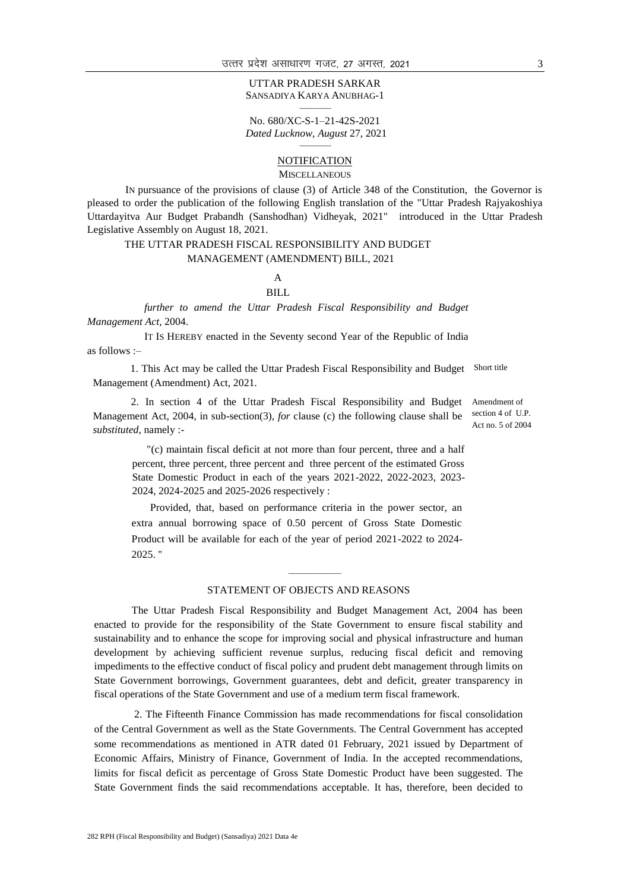UTTAR PRADESH SARKAR
SANSADIYA KARYA ANUBHAG-1

No. 680/XC-S-1–21-42S-2021
*Dated Lucknow, August* 27, 2021

## NOTIFICATION

MISCELLANEOUS

IN pursuance of the provisions of clause (3) of Article 348 of the Constitution, the Governor is pleased to order the publication of the following English translation of the "Uttar Pradesh Rajyakoshiya Uttardayitva Aur Budget Prabandh (Sanshodhan) Vidheyak, 2021" introduced in the Uttar Pradesh Legislative Assembly on August 18, 2021.

# THE UTTAR PRADESH FISCAL RESPONSIBILITY AND BUDGET MANAGEMENT (AMENDMENT) BILL, 2021

A

BILL

*further to amend the Uttar Pradesh Fiscal Responsibility and Budget Management Act*, 2004.

IT IS HEREBY enacted in the Seventy second Year of the Republic of India as follows :–

Short title

1. This Act may be called the Uttar Pradesh Fiscal Responsibility and Budget Management (Amendment) Act, 2021.

Amendment of section 4 of U.P. Act no. 5 of 2004

2. In section 4 of the Uttar Pradesh Fiscal Responsibility and Budget Management Act, 2004, in sub-section(3), *for* clause (c) the following clause shall be *substituted*, namely :-

"(c) maintain fiscal deficit at not more than four percent, three and a half percent, three percent, three percent and three percent of the estimated Gross State Domestic Product in each of the years 2021-2022, 2022-2023, 2023-2024, 2024-2025 and 2025-2026 respectively :

Provided, that, based on performance criteria in the power sector, an extra annual borrowing space of 0.50 percent of Gross State Domestic Product will be available for each of the year of period 2021-2022 to 2024-2025. "

---

## STATEMENT OF OBJECTS AND REASONS

The Uttar Pradesh Fiscal Responsibility and Budget Management Act, 2004 has been enacted to provide for the responsibility of the State Government to ensure fiscal stability and sustainability and to enhance the scope for improving social and physical infrastructure and human development by achieving sufficient revenue surplus, reducing fiscal deficit and removing impediments to the effective conduct of fiscal policy and prudent debt management through limits on State Government borrowings, Government guarantees, debt and deficit, greater transparency in fiscal operations of the State Government and use of a medium term fiscal framework.

2. The Fifteenth Finance Commission has made recommendations for fiscal consolidation of the Central Government as well as the State Governments. The Central Government has accepted some recommendations as mentioned in ATR dated 01 February, 2021 issued by Department of Economic Affairs, Ministry of Finance, Government of India. In the accepted recommendations, limits for fiscal deficit as percentage of Gross State Domestic Product have been suggested. The State Government finds the said recommendations acceptable. It has, therefore, been decided to

282 RPH (Fiscal Responsibility and Budget) (Sansadiya) 2021 Data 4e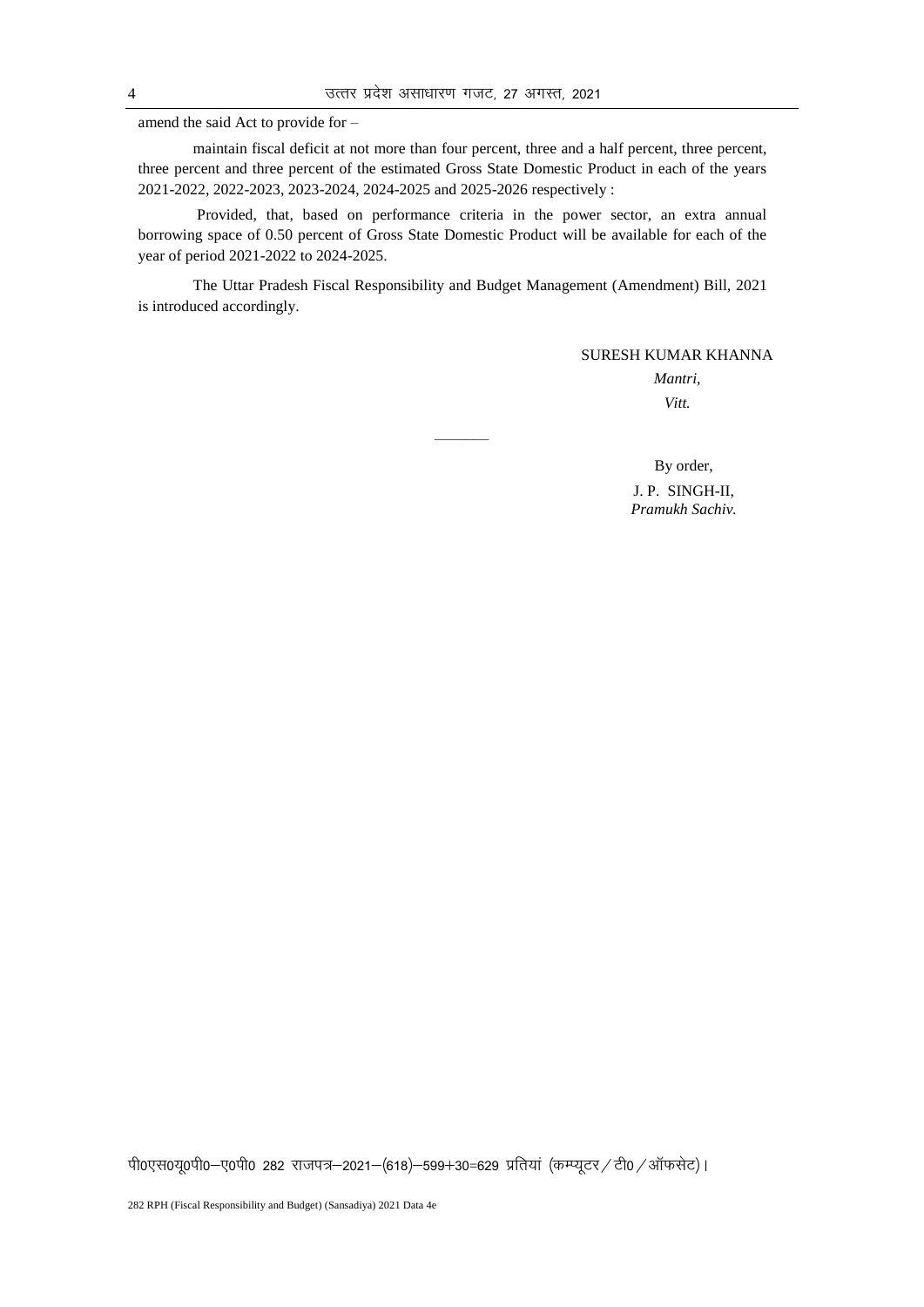amend the said Act to provide for –

maintain fiscal deficit at not more than four percent, three and a half percent, three percent, three percent and three percent of the estimated Gross State Domestic Product in each of the years 2021-2022, 2022-2023, 2023-2024, 2024-2025 and 2025-2026 respectively :

Provided, that, based on performance criteria in the power sector, an extra annual borrowing space of 0.50 percent of Gross State Domestic Product will be available for each of the year of period 2021-2022 to 2024-2025.

The Uttar Pradesh Fiscal Responsibility and Budget Management (Amendment) Bill, 2021 is introduced accordingly.

SURESH KUMAR KHANNA

*Mantri,*

*Vitt.*

---

By order,

J. P. SINGH-II,

*Pramukh Sachiv.*

पी0एस0यू0पी0—ए0पी0 282 राजपत्र—2021—(618)—599+30=629 प्रतियां (कम्प्यूटर / टी0 / ऑफसेट)।

282 RPH (Fiscal Responsibility and Budget) (Sansadiya) 2021 Data 4e